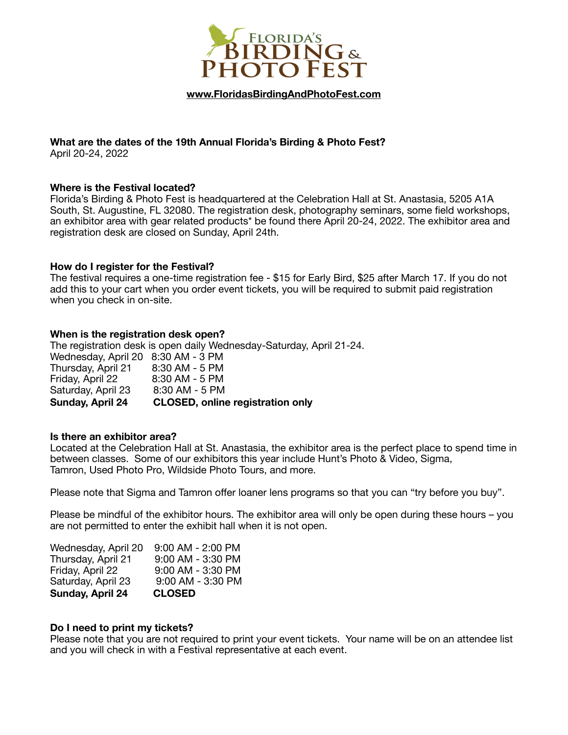# Florida's Birding & Photo Fest

**www.FloridasBirdingAndPhotoFest.com**

**What are the dates of the 19th Annual Florida's Birding & Photo Fest?**
April 20-24, 2022

**Where is the Festival located?**
Florida's Birding & Photo Fest is headquartered at the Celebration Hall at St. Anastasia, 5205 A1A South, St. Augustine, FL 32080. The registration desk, photography seminars, some field workshops, an exhibitor area with gear related products* be found there April 20-24, 2022. The exhibitor area and registration desk are closed on Sunday, April 24th.

**How do I register for the Festival?**
The festival requires a one-time registration fee - $15 for Early Bird, $25 after March 17. If you do not add this to your cart when you order event tickets, you will be required to submit paid registration when you check in on-site.

**When is the registration desk open?**
The registration desk is open daily Wednesday-Saturday, April 21-24.

| | |
|---|---|
| Wednesday, April 20 | 8:30 AM - 3 PM |
| Thursday, April 21 | 8:30 AM - 5 PM |
| Friday, April 22 | 8:30 AM - 5 PM |
| Saturday, April 23 | 8:30 AM - 5 PM |
| **Sunday, April 24** | **CLOSED, online registration only** |

**Is there an exhibitor area?**
Located at the Celebration Hall at St. Anastasia, the exhibitor area is the perfect place to spend time in between classes. Some of our exhibitors this year include Hunt's Photo & Video, Sigma, Tamron, Used Photo Pro, Wildside Photo Tours, and more.

Please note that Sigma and Tamron offer loaner lens programs so that you can "try before you buy".

Please be mindful of the exhibitor hours. The exhibitor area will only be open during these hours – you are not permitted to enter the exhibit hall when it is not open.

| | |
|---|---|
| Wednesday, April 20 | 9:00 AM - 2:00 PM |
| Thursday, April 21 | 9:00 AM - 3:30 PM |
| Friday, April 22 | 9:00 AM - 3:30 PM |
| Saturday, April 23 | 9:00 AM - 3:30 PM |
| **Sunday, April 24** | **CLOSED** |

**Do I need to print my tickets?**
Please note that you are not required to print your event tickets. Your name will be on an attendee list and you will check in with a Festival representative at each event.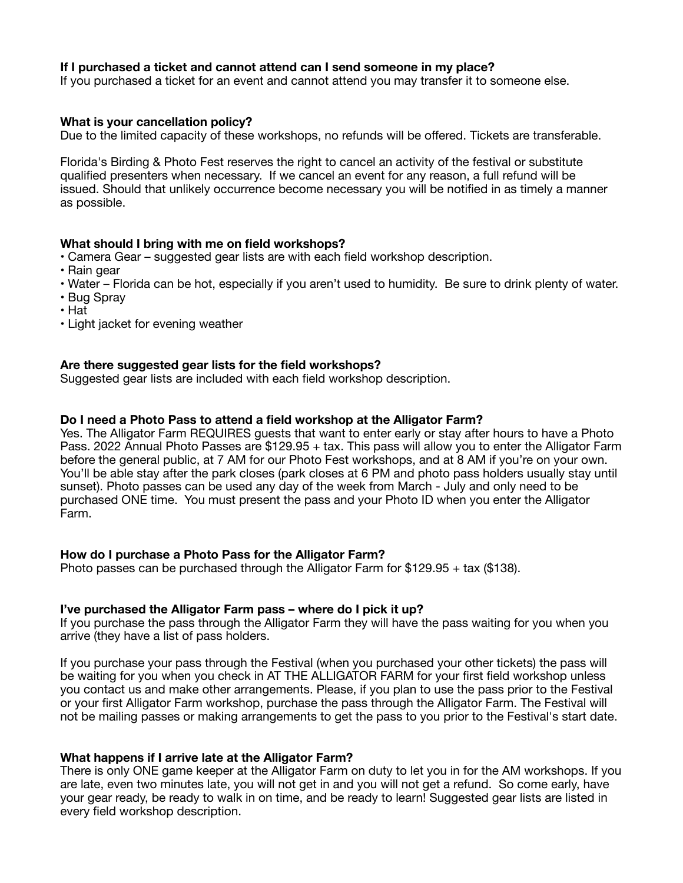**If I purchased a ticket and cannot attend can I send someone in my place?**
If you purchased a ticket for an event and cannot attend you may transfer it to someone else.

**What is your cancellation policy?**
Due to the limited capacity of these workshops, no refunds will be offered. Tickets are transferable.

Florida's Birding & Photo Fest reserves the right to cancel an activity of the festival or substitute qualified presenters when necessary. If we cancel an event for any reason, a full refund will be issued. Should that unlikely occurrence become necessary you will be notified in as timely a manner as possible.

**What should I bring with me on field workshops?**
- Camera Gear – suggested gear lists are with each field workshop description.
- Rain gear
- Water – Florida can be hot, especially if you aren't used to humidity. Be sure to drink plenty of water.
- Bug Spray
- Hat
- Light jacket for evening weather

**Are there suggested gear lists for the field workshops?**
Suggested gear lists are included with each field workshop description.

**Do I need a Photo Pass to attend a field workshop at the Alligator Farm?**
Yes. The Alligator Farm REQUIRES guests that want to enter early or stay after hours to have a Photo Pass. 2022 Annual Photo Passes are $129.95 + tax. This pass will allow you to enter the Alligator Farm before the general public, at 7 AM for our Photo Fest workshops, and at 8 AM if you're on your own. You'll be able stay after the park closes (park closes at 6 PM and photo pass holders usually stay until sunset). Photo passes can be used any day of the week from March - July and only need to be purchased ONE time. You must present the pass and your Photo ID when you enter the Alligator Farm.

**How do I purchase a Photo Pass for the Alligator Farm?**
Photo passes can be purchased through the Alligator Farm for $129.95 + tax ($138).

**I've purchased the Alligator Farm pass – where do I pick it up?**
If you purchase the pass through the Alligator Farm they will have the pass waiting for you when you arrive (they have a list of pass holders.

If you purchase your pass through the Festival (when you purchased your other tickets) the pass will be waiting for you when you check in AT THE ALLIGATOR FARM for your first field workshop unless you contact us and make other arrangements. Please, if you plan to use the pass prior to the Festival or your first Alligator Farm workshop, purchase the pass through the Alligator Farm. The Festival will not be mailing passes or making arrangements to get the pass to you prior to the Festival's start date.

**What happens if I arrive late at the Alligator Farm?**
There is only ONE game keeper at the Alligator Farm on duty to let you in for the AM workshops. If you are late, even two minutes late, you will not get in and you will not get a refund. So come early, have your gear ready, be ready to walk in on time, and be ready to learn! Suggested gear lists are listed in every field workshop description.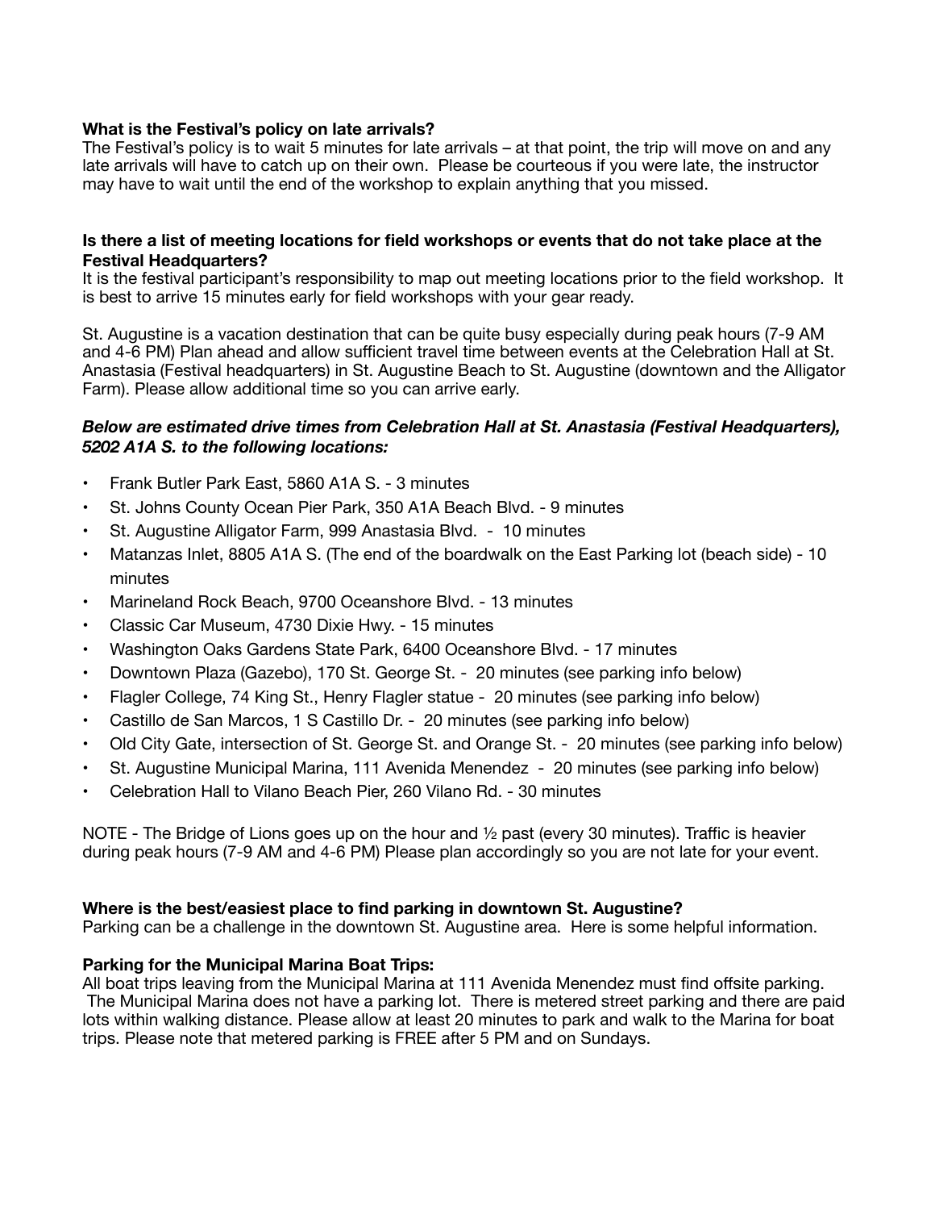**What is the Festival's policy on late arrivals?**
The Festival's policy is to wait 5 minutes for late arrivals – at that point, the trip will move on and any late arrivals will have to catch up on their own. Please be courteous if you were late, the instructor may have to wait until the end of the workshop to explain anything that you missed.

**Is there a list of meeting locations for field workshops or events that do not take place at the Festival Headquarters?**
It is the festival participant's responsibility to map out meeting locations prior to the field workshop. It is best to arrive 15 minutes early for field workshops with your gear ready.

St. Augustine is a vacation destination that can be quite busy especially during peak hours (7-9 AM and 4-6 PM) Plan ahead and allow sufficient travel time between events at the Celebration Hall at St. Anastasia (Festival headquarters) in St. Augustine Beach to St. Augustine (downtown and the Alligator Farm). Please allow additional time so you can arrive early.

***Below are estimated drive times from Celebration Hall at St. Anastasia (Festival Headquarters), 5202 A1A S. to the following locations:***

- Frank Butler Park East, 5860 A1A S. - 3 minutes
- St. Johns County Ocean Pier Park, 350 A1A Beach Blvd. - 9 minutes
- St. Augustine Alligator Farm, 999 Anastasia Blvd. - 10 minutes
- Matanzas Inlet, 8805 A1A S. (The end of the boardwalk on the East Parking lot (beach side) - 10 minutes
- Marineland Rock Beach, 9700 Oceanshore Blvd. - 13 minutes
- Classic Car Museum, 4730 Dixie Hwy. - 15 minutes
- Washington Oaks Gardens State Park, 6400 Oceanshore Blvd. - 17 minutes
- Downtown Plaza (Gazebo), 170 St. George St. - 20 minutes (see parking info below)
- Flagler College, 74 King St., Henry Flagler statue - 20 minutes (see parking info below)
- Castillo de San Marcos, 1 S Castillo Dr. - 20 minutes (see parking info below)
- Old City Gate, intersection of St. George St. and Orange St. - 20 minutes (see parking info below)
- St. Augustine Municipal Marina, 111 Avenida Menendez - 20 minutes (see parking info below)
- Celebration Hall to Vilano Beach Pier, 260 Vilano Rd. - 30 minutes

NOTE - The Bridge of Lions goes up on the hour and ½ past (every 30 minutes). Traffic is heavier during peak hours (7-9 AM and 4-6 PM) Please plan accordingly so you are not late for your event.

**Where is the best/easiest place to find parking in downtown St. Augustine?**
Parking can be a challenge in the downtown St. Augustine area. Here is some helpful information.

**Parking for the Municipal Marina Boat Trips:**
All boat trips leaving from the Municipal Marina at 111 Avenida Menendez must find offsite parking. The Municipal Marina does not have a parking lot. There is metered street parking and there are paid lots within walking distance. Please allow at least 20 minutes to park and walk to the Marina for boat trips. Please note that metered parking is FREE after 5 PM and on Sundays.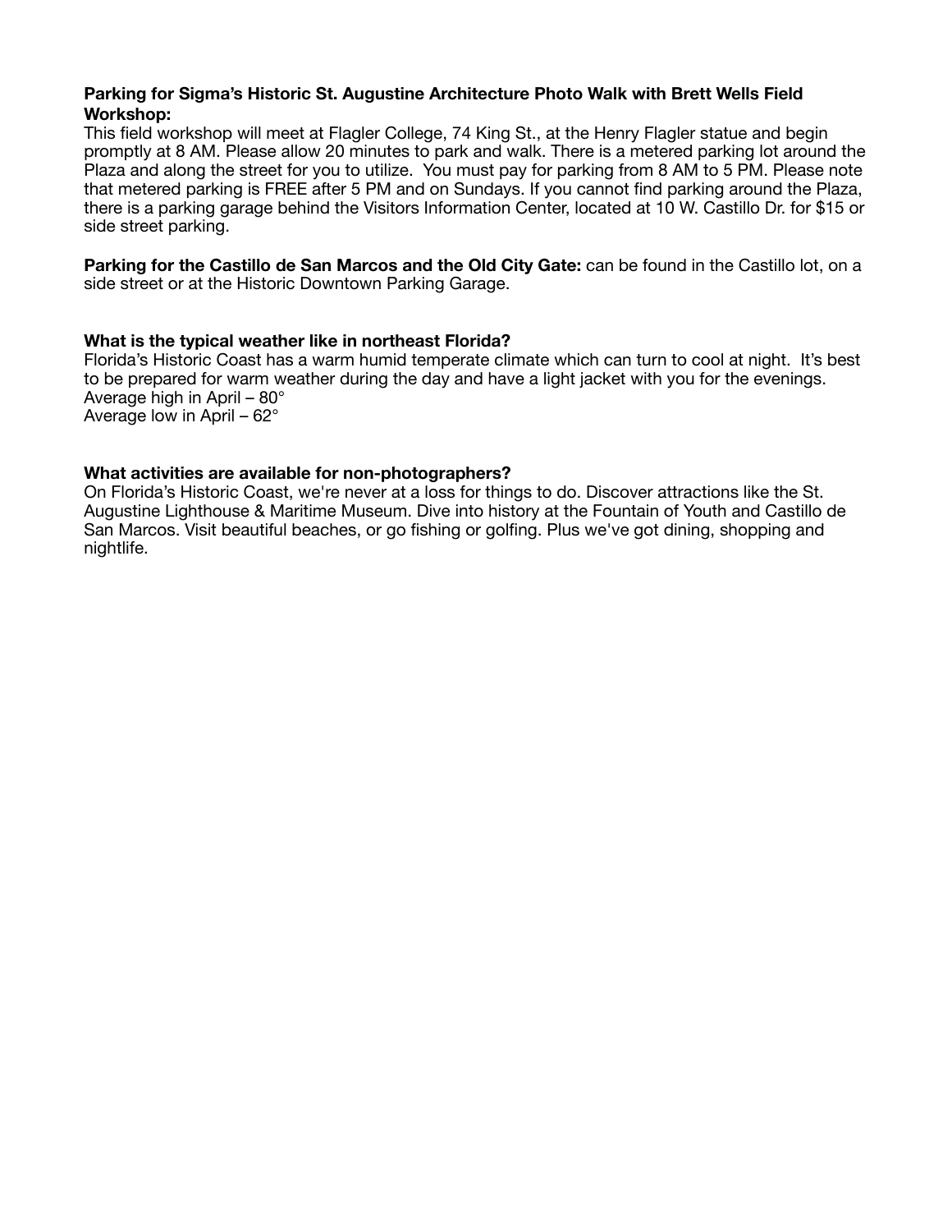**Parking for Sigma's Historic St. Augustine Architecture Photo Walk with Brett Wells Field Workshop:**
This field workshop will meet at Flagler College, 74 King St., at the Henry Flagler statue and begin promptly at 8 AM. Please allow 20 minutes to park and walk. There is a metered parking lot around the Plaza and along the street for you to utilize. You must pay for parking from 8 AM to 5 PM. Please note that metered parking is FREE after 5 PM and on Sundays. If you cannot find parking around the Plaza, there is a parking garage behind the Visitors Information Center, located at 10 W. Castillo Dr. for $15 or side street parking.

**Parking for the Castillo de San Marcos and the Old City Gate:** can be found in the Castillo lot, on a side street or at the Historic Downtown Parking Garage.

**What is the typical weather like in northeast Florida?**
Florida's Historic Coast has a warm humid temperate climate which can turn to cool at night. It's best to be prepared for warm weather during the day and have a light jacket with you for the evenings.
Average high in April – 80°
Average low in April – 62°

**What activities are available for non-photographers?**
On Florida's Historic Coast, we're never at a loss for things to do. Discover attractions like the St. Augustine Lighthouse & Maritime Museum. Dive into history at the Fountain of Youth and Castillo de San Marcos. Visit beautiful beaches, or go fishing or golfing. Plus we've got dining, shopping and nightlife.